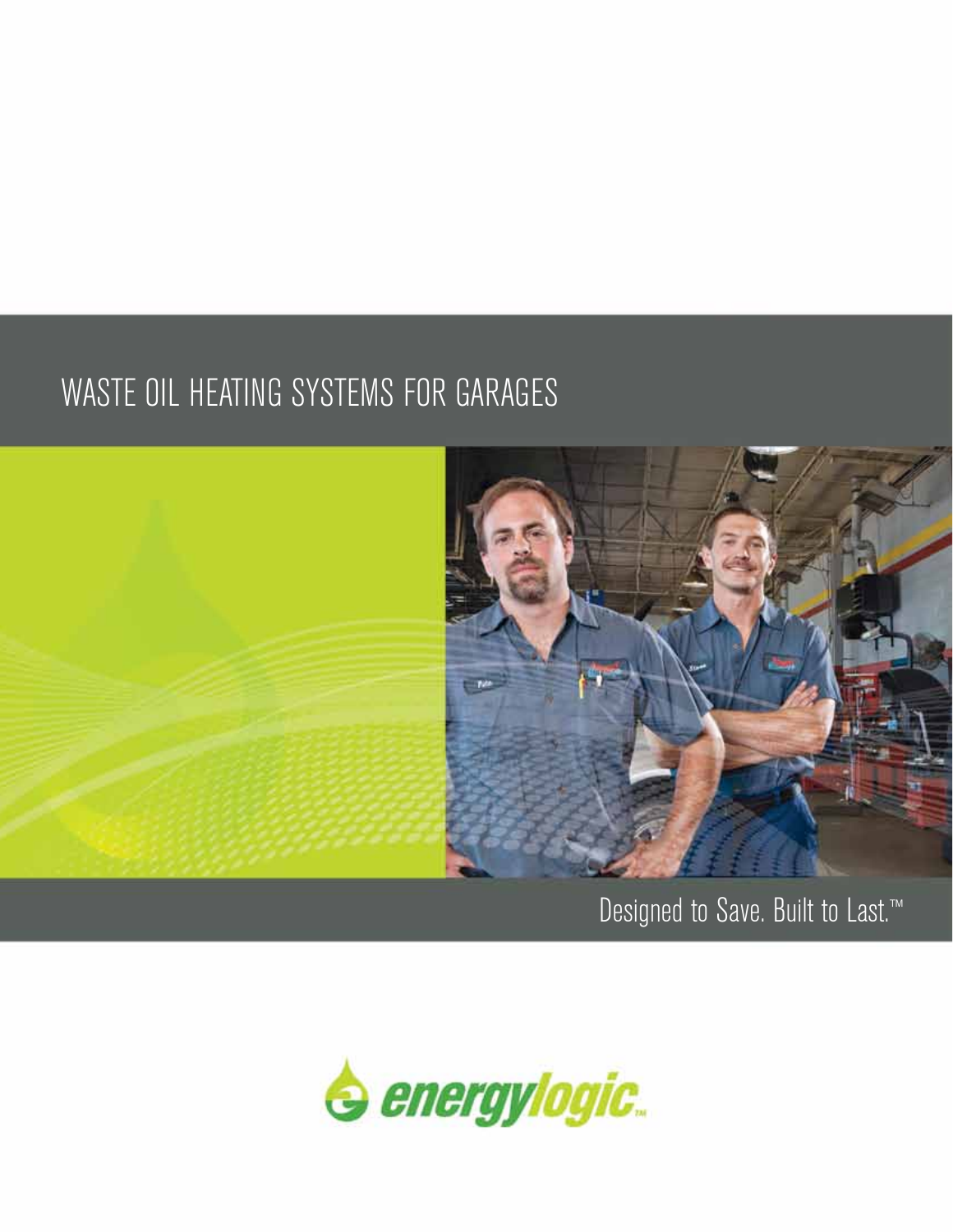# WASTE OIL HEATING SYSTEMS FOR GARAGES

Designed to Save. Built to Last.™

energylogic™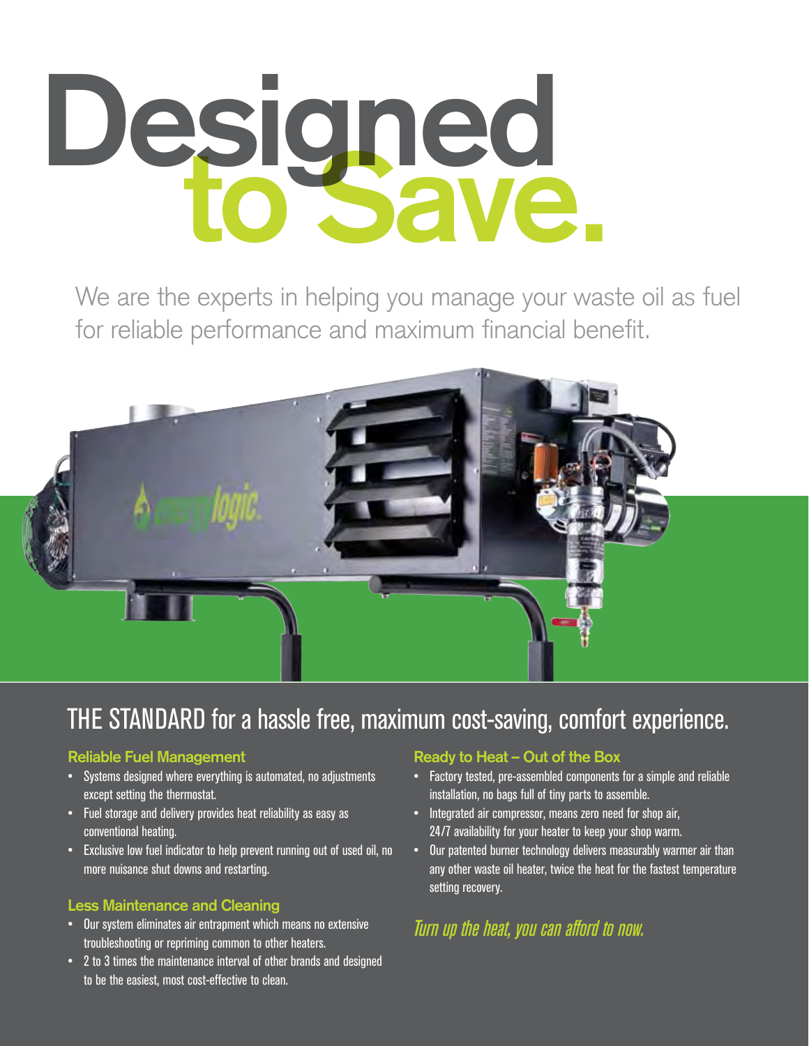# Designed to Save.

We are the experts in helping you manage your waste oil as fuel for reliable performance and maximum financial benefit.

## THE STANDARD for a hassle free, maximum cost-saving, comfort experience.

### Reliable Fuel Management

- Systems designed where everything is automated, no adjustments except setting the thermostat.
- Fuel storage and delivery provides heat reliability as easy as conventional heating.
- Exclusive low fuel indicator to help prevent running out of used oil, no more nuisance shut downs and restarting.

### Less Maintenance and Cleaning

- Our system eliminates air entrapment which means no extensive troubleshooting or repriming common to other heaters.
- 2 to 3 times the maintenance interval of other brands and designed to be the easiest, most cost-effective to clean.

### Ready to Heat – Out of the Box

- Factory tested, pre-assembled components for a simple and reliable installation, no bags full of tiny parts to assemble.
- Integrated air compressor, means zero need for shop air, 24/7 availability for your heater to keep your shop warm.
- Our patented burner technology delivers measurably warmer air than any other waste oil heater, twice the heat for the fastest temperature setting recovery.

*Turn up the heat, you can afford to now.*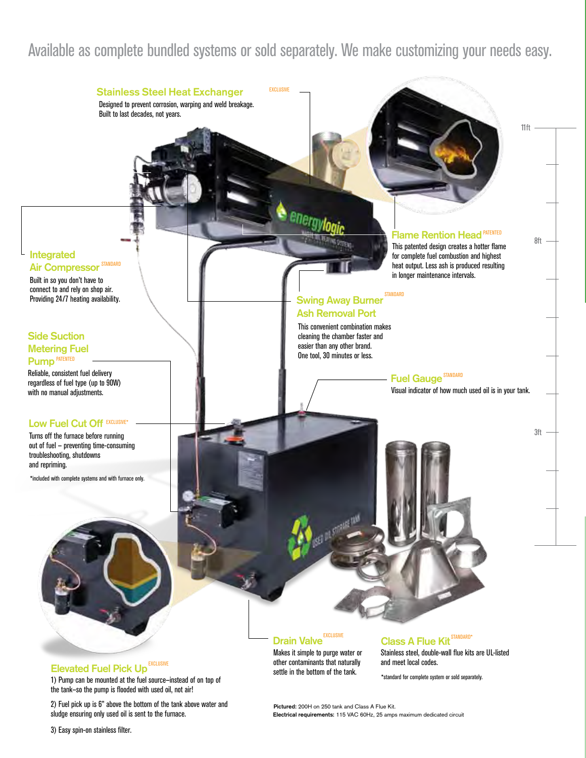# Available as complete bundled systems or sold separately. We make customizing your needs easy.

### Stainless Steel Heat Exchanger EXCLUSIVE

Designed to prevent corrosion, warping and weld breakage. Built to last decades, not years.

### Flame Rention Head PATENTED

This patented design creates a hotter flame for complete fuel combustion and highest heat output. Less ash is produced resulting in longer maintenance intervals.

### Integrated Air Compressor STANDARD

Built in so you don't have to connect to and rely on shop air. Providing 24/7 heating availability.

### Swing Away Burner Ash Removal Port STANDARD

This convenient combination makes cleaning the chamber faster and easier than any other brand. One tool, 30 minutes or less.

### Side Suction Metering Fuel Pump PATENTED

Reliable, consistent fuel delivery regardless of fuel type (up to 90W) with no manual adjustments.

### Fuel Gauge STANDARD

Visual indicator of how much used oil is in your tank.

### Low Fuel Cut Off EXCLUSIVE*

Turns off the furnace before running out of fuel – preventing time-consuming troubleshooting, shutdowns and repriming.

*included with complete systems and with furnace only.

11ft

8ft

3ft

### Elevated Fuel Pick Up EXCLUSIVE

1) Pump can be mounted at the fuel source–instead of on top of the tank–so the pump is flooded with used oil, not air!

2) Fuel pick up is 6" above the bottom of the tank above water and sludge ensuring only used oil is sent to the furnace.

3) Easy spin-on stainless filter.

### Drain Valve EXCLUSIVE

Makes it simple to purge water or other contaminants that naturally settle in the bottom of the tank.

### Class A Flue Kit STANDARD*

Stainless steel, double-wall flue kits are UL-listed and meet local codes.

*standard for complete system or sold separately.

**Pictured:** 200H on 250 tank and Class A Flue Kit.
**Electrical requirements:** 115 VAC 60Hz, 25 amps maximum dedicated circuit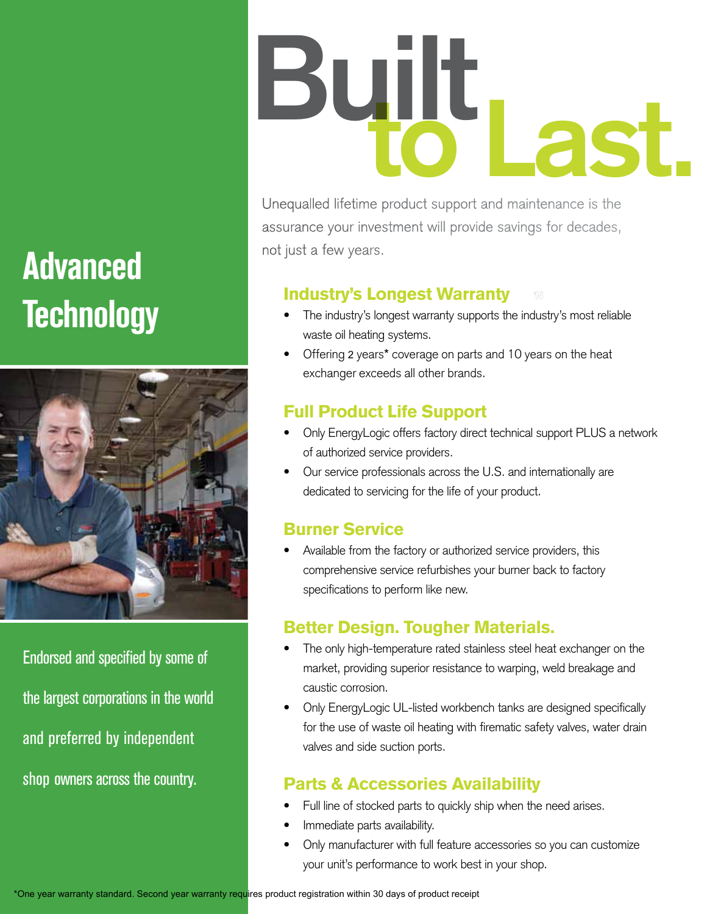# Built to Last.

Unequalled lifetime product support and maintenance is the assurance your investment will provide savings for decades, not just a few years.

## Advanced Technology

Endorsed and specified by some of the largest corporations in the world and preferred by independent shop owners across the country.

### Industry's Longest Warranty

- The industry's longest warranty supports the industry's most reliable waste oil heating systems.
- Offering 2 years* coverage on parts and 10 years on the heat exchanger exceeds all other brands.

### Full Product Life Support

- Only EnergyLogic offers factory direct technical support PLUS a network of authorized service providers.
- Our service professionals across the U.S. and internationally are dedicated to servicing for the life of your product.

### Burner Service

- Available from the factory or authorized service providers, this comprehensive service refurbishes your burner back to factory specifications to perform like new.

### Better Design. Tougher Materials.

- The only high-temperature rated stainless steel heat exchanger on the market, providing superior resistance to warping, weld breakage and caustic corrosion.
- Only EnergyLogic UL-listed workbench tanks are designed specifically for the use of waste oil heating with firematic safety valves, water drain valves and side suction ports.

### Parts & Accessories Availability

- Full line of stocked parts to quickly ship when the need arises.
- Immediate parts availability.
- Only manufacturer with full feature accessories so you can customize your unit's performance to work best in your shop.

*One year warranty standard. Second year warranty requires product registration within 30 days of product receipt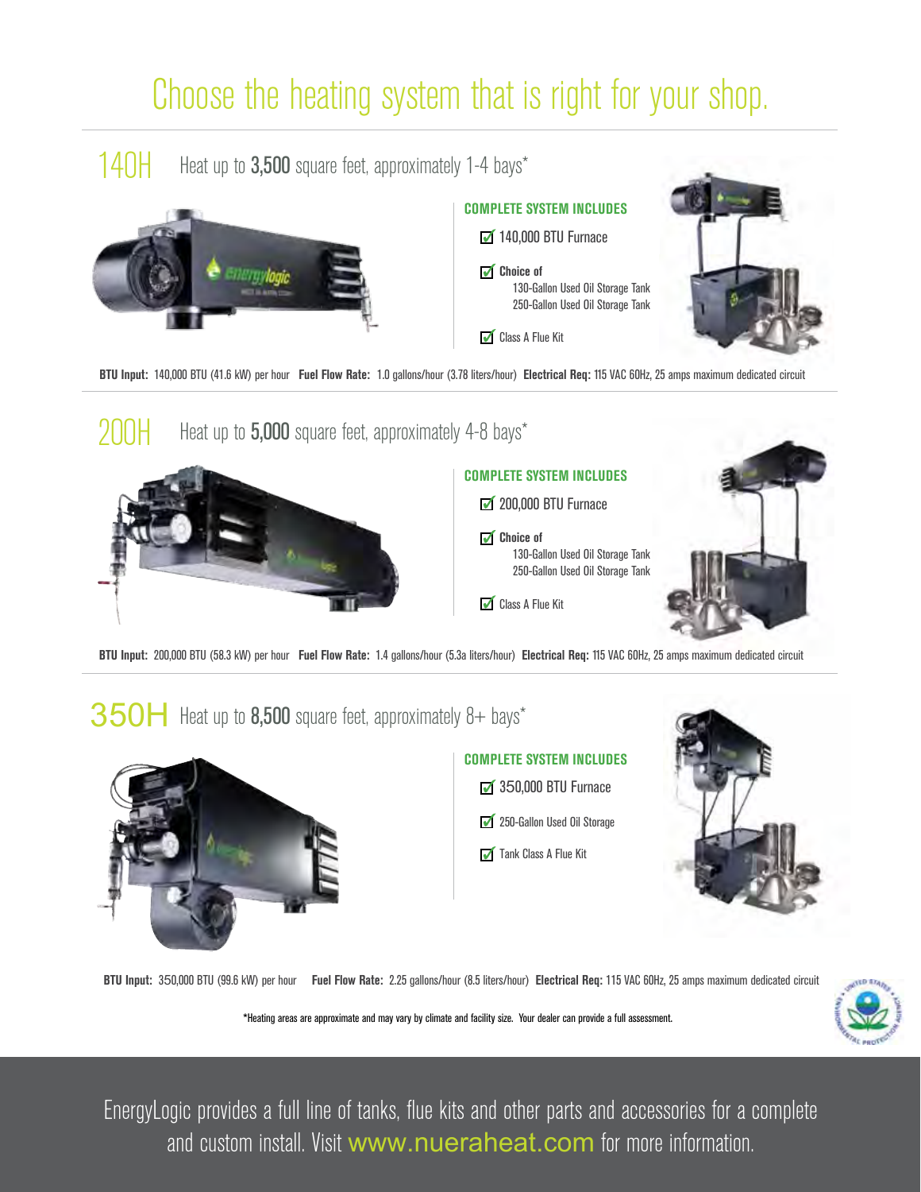# Choose the heating system that is right for your shop.

## 140H Heat up to **3,500** square feet, approximately 1-4 bays*

**COMPLETE SYSTEM INCLUDES**

- ☑ 140,000 BTU Furnace
- ☑ **Choice of**
  - 130-Gallon Used Oil Storage Tank
  - 250-Gallon Used Oil Storage Tank
- ☑ Class A Flue Kit

**BTU Input:** 140,000 BTU (41.6 kW) per hour **Fuel Flow Rate:** 1.0 gallons/hour (3.78 liters/hour) **Electrical Req:** 115 VAC 60Hz, 25 amps maximum dedicated circuit

## 200H Heat up to **5,000** square feet, approximately 4-8 bays*

**COMPLETE SYSTEM INCLUDES**

- ☑ 200,000 BTU Furnace
- ☑ **Choice of**
  - 130-Gallon Used Oil Storage Tank
  - 250-Gallon Used Oil Storage Tank
- ☑ Class A Flue Kit

**BTU Input:** 200,000 BTU (58.3 kW) per hour **Fuel Flow Rate:** 1.4 gallons/hour (5.3a liters/hour) **Electrical Req:** 115 VAC 60Hz, 25 amps maximum dedicated circuit

## 350H Heat up to **8,500** square feet, approximately 8+ bays*

**COMPLETE SYSTEM INCLUDES**

- ☑ 350,000 BTU Furnace
- ☑ 250-Gallon Used Oil Storage
- ☑ Tank Class A Flue Kit

**BTU Input:** 350,000 BTU (99.6 kW) per hour **Fuel Flow Rate:** 2.25 gallons/hour (8.5 liters/hour) **Electrical Req:** 115 VAC 60Hz, 25 amps maximum dedicated circuit

*Heating areas are approximate and may vary by climate and facility size. Your dealer can provide a full assessment.

EnergyLogic provides a full line of tanks, flue kits and other parts and accessories for a complete and custom install. Visit www.nueraheat.com for more information.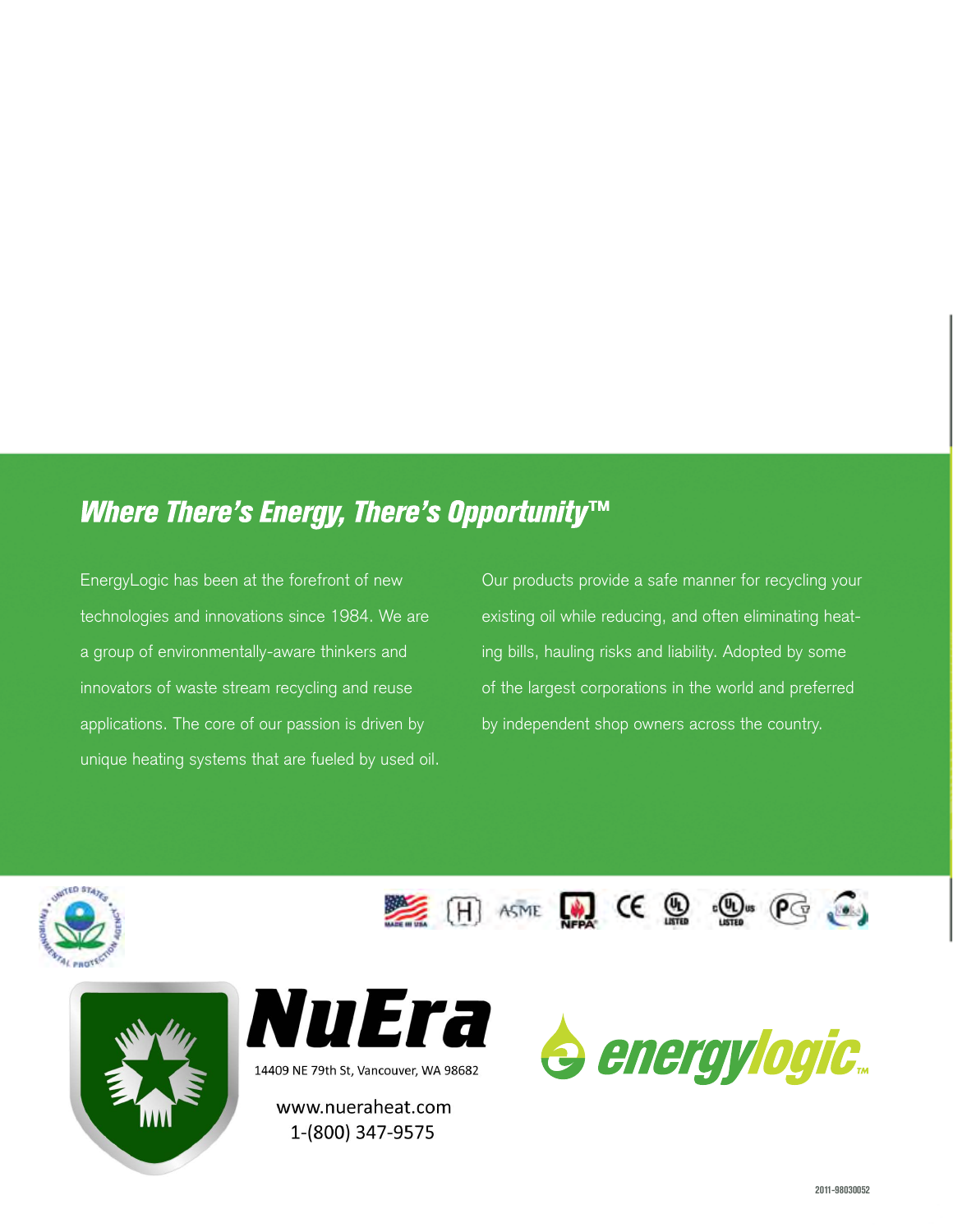## *Where There's Energy, There's Opportunity™*

EnergyLogic has been at the forefront of new technologies and innovations since 1984. We are a group of environmentally-aware thinkers and innovators of waste stream recycling and reuse applications. The core of our passion is driven by unique heating systems that are fueled by used oil.

Our products provide a safe manner for recycling your existing oil while reducing, and often eliminating heating bills, hauling risks and liability. Adopted by some of the largest corporations in the world and preferred by independent shop owners across the country.

**NuEra**

14409 NE 79th St, Vancouver, WA 98682

www.nueraheat.com
1-(800) 347-9575

**energylogic**™

2011-98030052